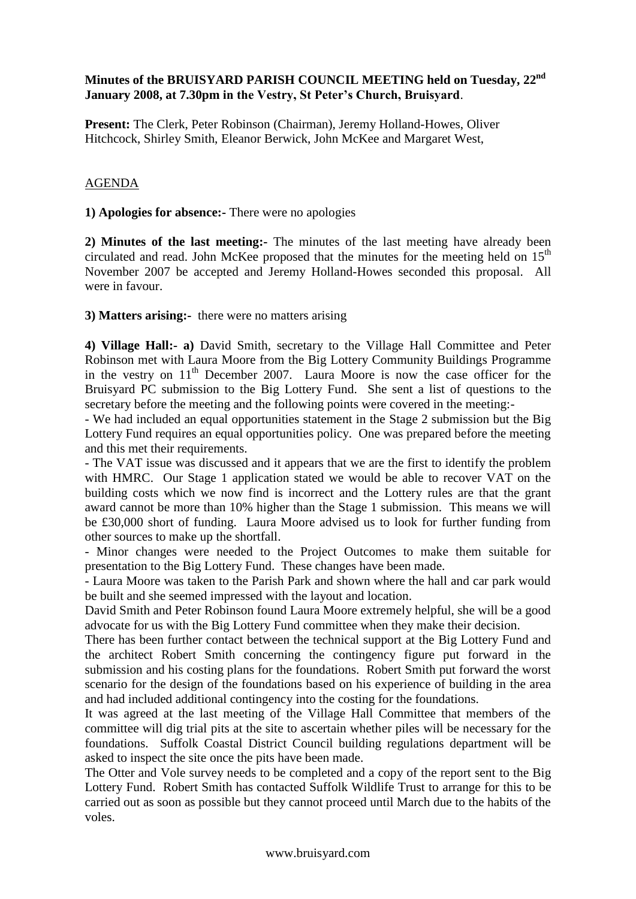**Minutes of the BRUISYARD PARISH COUNCIL MEETING held on Tuesday, 22nd January 2008, at 7.30pm in the Vestry, St Peter's Church, Bruisyard.**

**Present:** The Clerk, Peter Robinson (Chairman), Jeremy Holland-Howes, Oliver Hitchcock, Shirley Smith, Eleanor Berwick, John McKee and Margaret West,

AGENDA

**1) Apologies for absence:-** There were no apologies

**2) Minutes of the last meeting:-** The minutes of the last meeting have already been circulated and read. John McKee proposed that the minutes for the meeting held on 15th November 2007 be accepted and Jeremy Holland-Howes seconded this proposal. All were in favour.

**3) Matters arising:-** there were no matters arising

**4) Village Hall:- a)** David Smith, secretary to the Village Hall Committee and Peter Robinson met with Laura Moore from the Big Lottery Community Buildings Programme in the vestry on 11th December 2007. Laura Moore is now the case officer for the Bruisyard PC submission to the Big Lottery Fund. She sent a list of questions to the secretary before the meeting and the following points were covered in the meeting:-

- We had included an equal opportunities statement in the Stage 2 submission but the Big Lottery Fund requires an equal opportunities policy. One was prepared before the meeting and this met their requirements.
- The VAT issue was discussed and it appears that we are the first to identify the problem with HMRC. Our Stage 1 application stated we would be able to recover VAT on the building costs which we now find is incorrect and the Lottery rules are that the grant award cannot be more than 10% higher than the Stage 1 submission. This means we will be £30,000 short of funding. Laura Moore advised us to look for further funding from other sources to make up the shortfall.
- Minor changes were needed to the Project Outcomes to make them suitable for presentation to the Big Lottery Fund. These changes have been made.
- Laura Moore was taken to the Parish Park and shown where the hall and car park would be built and she seemed impressed with the layout and location.

David Smith and Peter Robinson found Laura Moore extremely helpful, she will be a good advocate for us with the Big Lottery Fund committee when they make their decision.

There has been further contact between the technical support at the Big Lottery Fund and the architect Robert Smith concerning the contingency figure put forward in the submission and his costing plans for the foundations. Robert Smith put forward the worst scenario for the design of the foundations based on his experience of building in the area and had included additional contingency into the costing for the foundations.

It was agreed at the last meeting of the Village Hall Committee that members of the committee will dig trial pits at the site to ascertain whether piles will be necessary for the foundations. Suffolk Coastal District Council building regulations department will be asked to inspect the site once the pits have been made.

The Otter and Vole survey needs to be completed and a copy of the report sent to the Big Lottery Fund. Robert Smith has contacted Suffolk Wildlife Trust to arrange for this to be carried out as soon as possible but they cannot proceed until March due to the habits of the voles.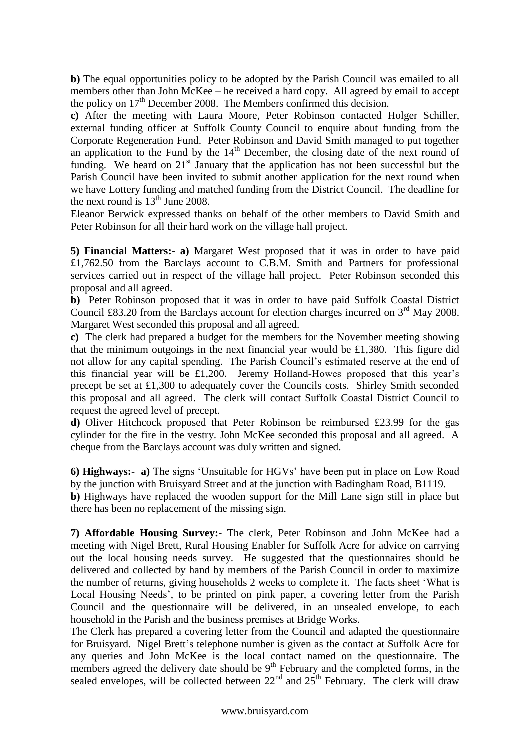**b)** The equal opportunities policy to be adopted by the Parish Council was emailed to all members other than John McKee – he received a hard copy. All agreed by email to accept the policy on 17th December 2008. The Members confirmed this decision.

**c)** After the meeting with Laura Moore, Peter Robinson contacted Holger Schiller, external funding officer at Suffolk County Council to enquire about funding from the Corporate Regeneration Fund. Peter Robinson and David Smith managed to put together an application to the Fund by the 14th December, the closing date of the next round of funding. We heard on 21st January that the application has not been successful but the Parish Council have been invited to submit another application for the next round when we have Lottery funding and matched funding from the District Council. The deadline for the next round is 13th June 2008.

Eleanor Berwick expressed thanks on behalf of the other members to David Smith and Peter Robinson for all their hard work on the village hall project.

**5) Financial Matters:- a)** Margaret West proposed that it was in order to have paid £1,762.50 from the Barclays account to C.B.M. Smith and Partners for professional services carried out in respect of the village hall project. Peter Robinson seconded this proposal and all agreed.

**b)** Peter Robinson proposed that it was in order to have paid Suffolk Coastal District Council £83.20 from the Barclays account for election charges incurred on 3rd May 2008. Margaret West seconded this proposal and all agreed.

**c)** The clerk had prepared a budget for the members for the November meeting showing that the minimum outgoings in the next financial year would be £1,380. This figure did not allow for any capital spending. The Parish Council's estimated reserve at the end of this financial year will be £1,200. Jeremy Holland-Howes proposed that this year's precept be set at £1,300 to adequately cover the Councils costs. Shirley Smith seconded this proposal and all agreed. The clerk will contact Suffolk Coastal District Council to request the agreed level of precept.

**d)** Oliver Hitchcock proposed that Peter Robinson be reimbursed £23.99 for the gas cylinder for the fire in the vestry. John McKee seconded this proposal and all agreed. A cheque from the Barclays account was duly written and signed.

**6) Highways:- a)** The signs 'Unsuitable for HGVs' have been put in place on Low Road by the junction with Bruisyard Street and at the junction with Badingham Road, B1119.

**b)** Highways have replaced the wooden support for the Mill Lane sign still in place but there has been no replacement of the missing sign.

**7) Affordable Housing Survey:-** The clerk, Peter Robinson and John McKee had a meeting with Nigel Brett, Rural Housing Enabler for Suffolk Acre for advice on carrying out the local housing needs survey. He suggested that the questionnaires should be delivered and collected by hand by members of the Parish Council in order to maximize the number of returns, giving households 2 weeks to complete it. The facts sheet 'What is Local Housing Needs', to be printed on pink paper, a covering letter from the Parish Council and the questionnaire will be delivered, in an unsealed envelope, to each household in the Parish and the business premises at Bridge Works.

The Clerk has prepared a covering letter from the Council and adapted the questionnaire for Bruisyard. Nigel Brett's telephone number is given as the contact at Suffolk Acre for any queries and John McKee is the local contact named on the questionnaire. The members agreed the delivery date should be 9th February and the completed forms, in the sealed envelopes, will be collected between 22nd and 25th February. The clerk will draw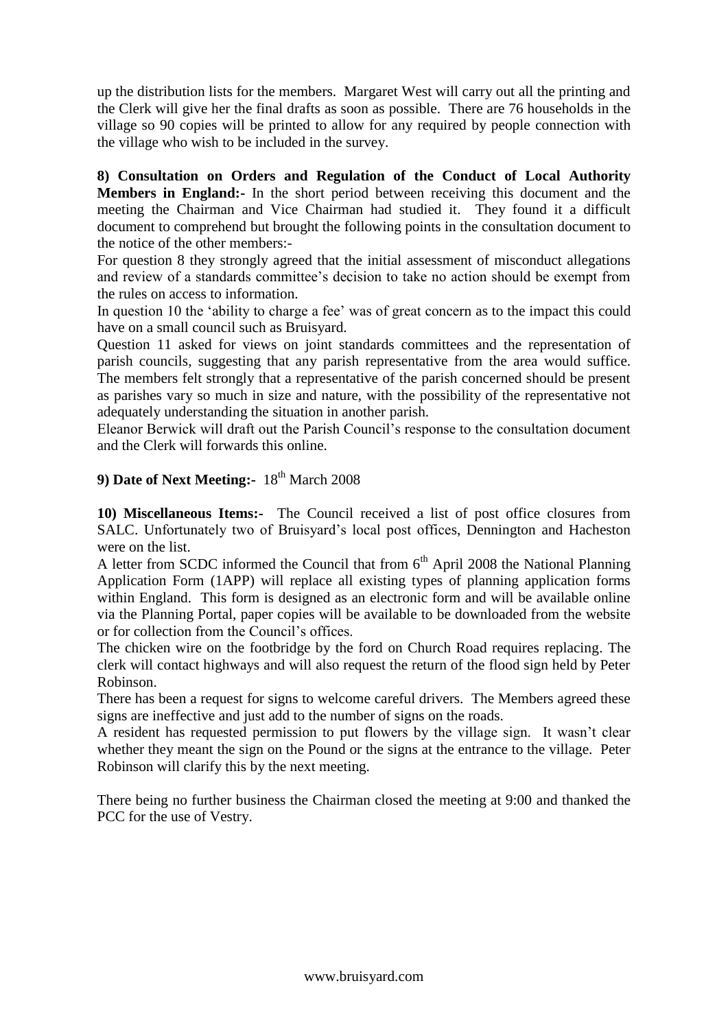up the distribution lists for the members. Margaret West will carry out all the printing and the Clerk will give her the final drafts as soon as possible. There are 76 households in the village so 90 copies will be printed to allow for any required by people connection with the village who wish to be included in the survey.

**8) Consultation on Orders and Regulation of the Conduct of Local Authority Members in England:-** In the short period between receiving this document and the meeting the Chairman and Vice Chairman had studied it. They found it a difficult document to comprehend but brought the following points in the consultation document to the notice of the other members:-

For question 8 they strongly agreed that the initial assessment of misconduct allegations and review of a standards committee's decision to take no action should be exempt from the rules on access to information.

In question 10 the 'ability to charge a fee' was of great concern as to the impact this could have on a small council such as Bruisyard.

Question 11 asked for views on joint standards committees and the representation of parish councils, suggesting that any parish representative from the area would suffice. The members felt strongly that a representative of the parish concerned should be present as parishes vary so much in size and nature, with the possibility of the representative not adequately understanding the situation in another parish.

Eleanor Berwick will draft out the Parish Council's response to the consultation document and the Clerk will forwards this online.

**9) Date of Next Meeting:-** 18th March 2008

**10) Miscellaneous Items:-** The Council received a list of post office closures from SALC. Unfortunately two of Bruisyard's local post offices, Dennington and Hacheston were on the list.

A letter from SCDC informed the Council that from 6th April 2008 the National Planning Application Form (1APP) will replace all existing types of planning application forms within England. This form is designed as an electronic form and will be available online via the Planning Portal, paper copies will be available to be downloaded from the website or for collection from the Council's offices.

The chicken wire on the footbridge by the ford on Church Road requires replacing. The clerk will contact highways and will also request the return of the flood sign held by Peter Robinson.

There has been a request for signs to welcome careful drivers. The Members agreed these signs are ineffective and just add to the number of signs on the roads.

A resident has requested permission to put flowers by the village sign. It wasn't clear whether they meant the sign on the Pound or the signs at the entrance to the village. Peter Robinson will clarify this by the next meeting.

There being no further business the Chairman closed the meeting at 9:00 and thanked the PCC for the use of Vestry.

www.bruisyard.com